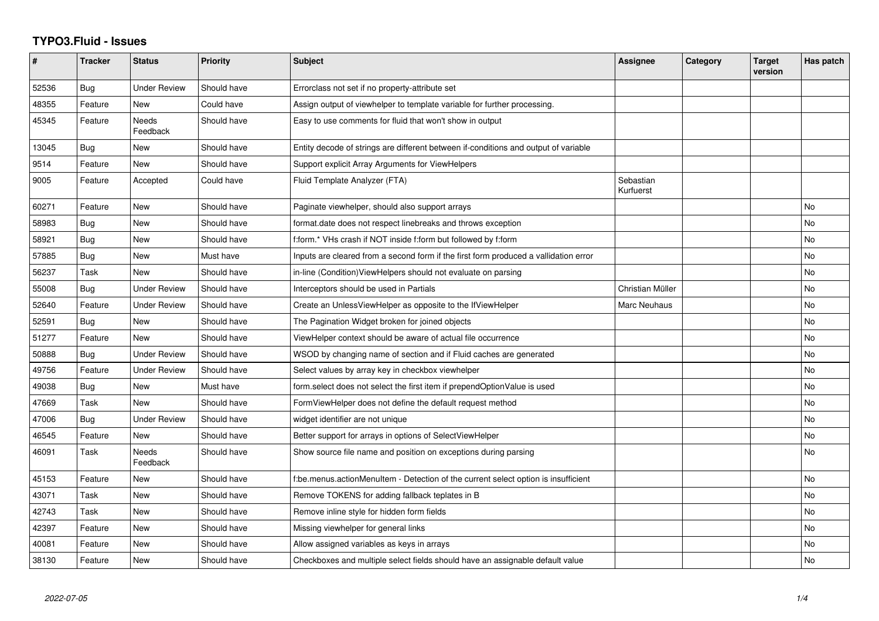# TYPO3.Fluid - Issues

| # | Tracker | Status | Priority | Subject | Assignee | Category | Target version | Has patch |
|---|---|---|---|---|---|---|---|---|
| 52536 | Bug | Under Review | Should have | Errorclass not set if no property-attribute set | | | | |
| 48355 | Feature | New | Could have | Assign output of viewhelper to template variable for further processing. | | | | |
| 45345 | Feature | Needs Feedback | Should have | Easy to use comments for fluid that won't show in output | | | | |
| 13045 | Bug | New | Should have | Entity decode of strings are different between if-conditions and output of variable | | | | |
| 9514 | Feature | New | Should have | Support explicit Array Arguments for ViewHelpers | | | | |
| 9005 | Feature | Accepted | Could have | Fluid Template Analyzer (FTA) | Sebastian Kurfuerst | | | |
| 60271 | Feature | New | Should have | Paginate viewhelper, should also support arrays | | | | No |
| 58983 | Bug | New | Should have | format.date does not respect linebreaks and throws exception | | | | No |
| 58921 | Bug | New | Should have | f:form.* VHs crash if NOT inside f:form but followed by f:form | | | | No |
| 57885 | Bug | New | Must have | Inputs are cleared from a second form if the first form produced a vallidation error | | | | No |
| 56237 | Task | New | Should have | in-line (Condition)ViewHelpers should not evaluate on parsing | | | | No |
| 55008 | Bug | Under Review | Should have | Interceptors should be used in Partials | Christian Müller | | | No |
| 52640 | Feature | Under Review | Should have | Create an UnlessViewHelper as opposite to the IfViewHelper | Marc Neuhaus | | | No |
| 52591 | Bug | New | Should have | The Pagination Widget broken for joined objects | | | | No |
| 51277 | Feature | New | Should have | ViewHelper context should be aware of actual file occurrence | | | | No |
| 50888 | Bug | Under Review | Should have | WSOD by changing name of section and if Fluid caches are generated | | | | No |
| 49756 | Feature | Under Review | Should have | Select values by array key in checkbox viewhelper | | | | No |
| 49038 | Bug | New | Must have | form.select does not select the first item if prependOptionValue is used | | | | No |
| 47669 | Task | New | Should have | FormViewHelper does not define the default request method | | | | No |
| 47006 | Bug | Under Review | Should have | widget identifier are not unique | | | | No |
| 46545 | Feature | New | Should have | Better support for arrays in options of SelectViewHelper | | | | No |
| 46091 | Task | Needs Feedback | Should have | Show source file name and position on exceptions during parsing | | | | No |
| 45153 | Feature | New | Should have | f:be.menus.actionMenuItem - Detection of the current select option is insufficient | | | | No |
| 43071 | Task | New | Should have | Remove TOKENS for adding fallback teplates in B | | | | No |
| 42743 | Task | New | Should have | Remove inline style for hidden form fields | | | | No |
| 42397 | Feature | New | Should have | Missing viewhelper for general links | | | | No |
| 40081 | Feature | New | Should have | Allow assigned variables as keys in arrays | | | | No |
| 38130 | Feature | New | Should have | Checkboxes and multiple select fields should have an assignable default value | | | | No |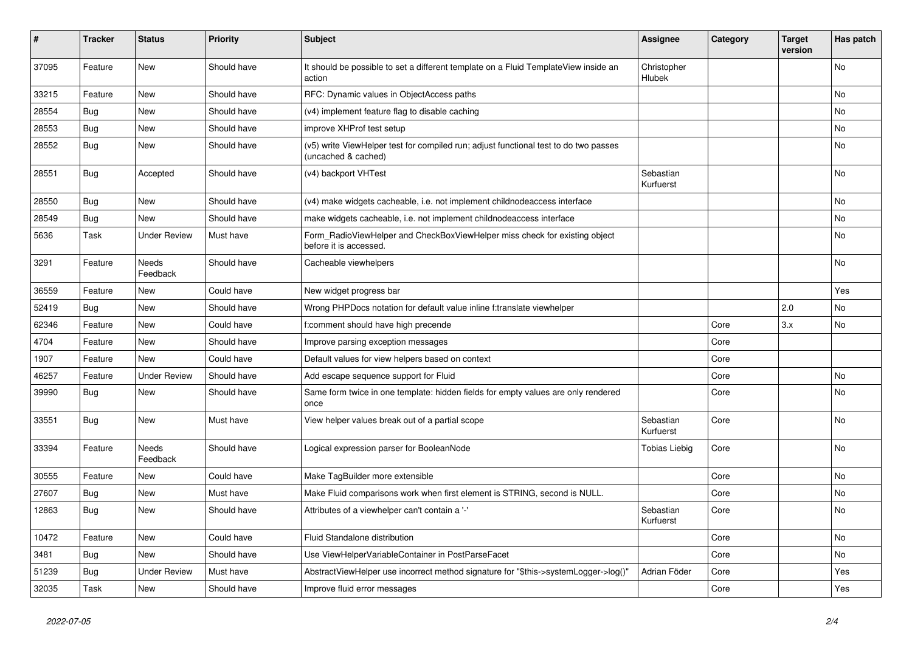| # | Tracker | Status | Priority | Subject | Assignee | Category | Target version | Has patch |
|---|---|---|---|---|---|---|---|---|
| 37095 | Feature | New | Should have | It should be possible to set a different template on a Fluid TemplateView inside an action | Christopher Hlubek | | | No |
| 33215 | Feature | New | Should have | RFC: Dynamic values in ObjectAccess paths | | | | No |
| 28554 | Bug | New | Should have | (v4) implement feature flag to disable caching | | | | No |
| 28553 | Bug | New | Should have | improve XHProf test setup | | | | No |
| 28552 | Bug | New | Should have | (v5) write ViewHelper test for compiled run; adjust functional test to do two passes (uncached & cached) | | | | No |
| 28551 | Bug | Accepted | Should have | (v4) backport VHTest | Sebastian Kurfuerst | | | No |
| 28550 | Bug | New | Should have | (v4) make widgets cacheable, i.e. not implement childnodeaccess interface | | | | No |
| 28549 | Bug | New | Should have | make widgets cacheable, i.e. not implement childnodeaccess interface | | | | No |
| 5636 | Task | Under Review | Must have | Form_RadioViewHelper and CheckBoxViewHelper miss check for existing object before it is accessed. | | | | No |
| 3291 | Feature | Needs Feedback | Should have | Cacheable viewhelpers | | | | No |
| 36559 | Feature | New | Could have | New widget progress bar | | | | Yes |
| 52419 | Bug | New | Should have | Wrong PHPDocs notation for default value inline f:translate viewhelper | | | 2.0 | No |
| 62346 | Feature | New | Could have | f:comment should have high precende | | Core | 3.x | No |
| 4704 | Feature | New | Should have | Improve parsing exception messages | | Core | | |
| 1907 | Feature | New | Could have | Default values for view helpers based on context | | Core | | |
| 46257 | Feature | Under Review | Should have | Add escape sequence support for Fluid | | Core | | No |
| 39990 | Bug | New | Should have | Same form twice in one template: hidden fields for empty values are only rendered once | | Core | | No |
| 33551 | Bug | New | Must have | View helper values break out of a partial scope | Sebastian Kurfuerst | Core | | No |
| 33394 | Feature | Needs Feedback | Should have | Logical expression parser for BooleanNode | Tobias Liebig | Core | | No |
| 30555 | Feature | New | Could have | Make TagBuilder more extensible | | Core | | No |
| 27607 | Bug | New | Must have | Make Fluid comparisons work when first element is STRING, second is NULL. | | Core | | No |
| 12863 | Bug | New | Should have | Attributes of a viewhelper can't contain a '-' | Sebastian Kurfuerst | Core | | No |
| 10472 | Feature | New | Could have | Fluid Standalone distribution | | Core | | No |
| 3481 | Bug | New | Should have | Use ViewHelperVariableContainer in PostParseFacet | | Core | | No |
| 51239 | Bug | Under Review | Must have | AbstractViewHelper use incorrect method signature for "$this->systemLogger->log()" | Adrian Föder | Core | | Yes |
| 32035 | Task | New | Should have | Improve fluid error messages | | Core | | Yes |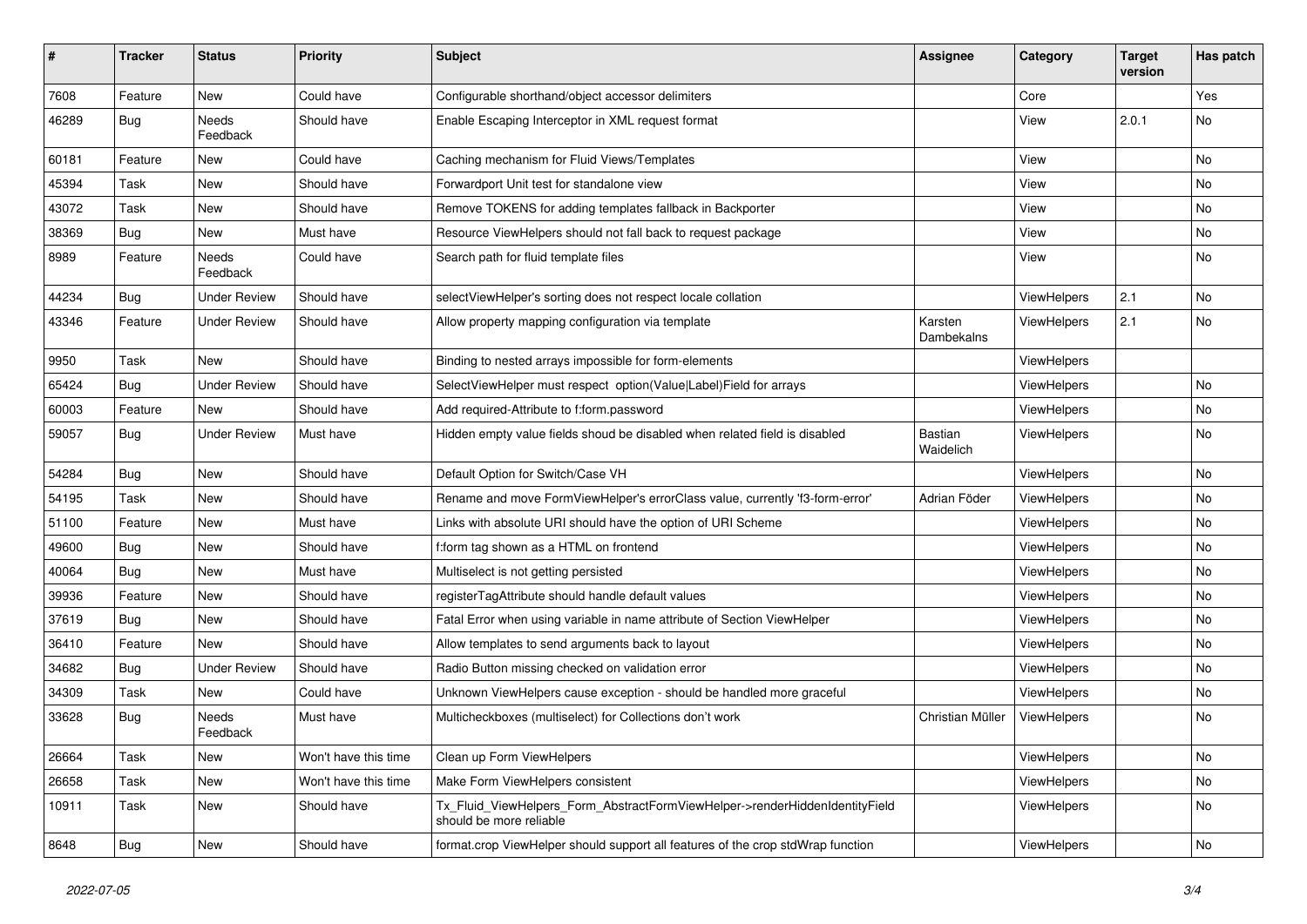| # | Tracker | Status | Priority | Subject | Assignee | Category | Target version | Has patch |
|---|---|---|---|---|---|---|---|---|
| 7608 | Feature | New | Could have | Configurable shorthand/object accessor delimiters | | Core | | Yes |
| 46289 | Bug | Needs Feedback | Should have | Enable Escaping Interceptor in XML request format | | View | 2.0.1 | No |
| 60181 | Feature | New | Could have | Caching mechanism for Fluid Views/Templates | | View | | No |
| 45394 | Task | New | Should have | Forwardport Unit test for standalone view | | View | | No |
| 43072 | Task | New | Should have | Remove TOKENS for adding templates fallback in Backporter | | View | | No |
| 38369 | Bug | New | Must have | Resource ViewHelpers should not fall back to request package | | View | | No |
| 8989 | Feature | Needs Feedback | Could have | Search path for fluid template files | | View | | No |
| 44234 | Bug | Under Review | Should have | selectViewHelper's sorting does not respect locale collation | | ViewHelpers | 2.1 | No |
| 43346 | Feature | Under Review | Should have | Allow property mapping configuration via template | Karsten Dambekalns | ViewHelpers | 2.1 | No |
| 9950 | Task | New | Should have | Binding to nested arrays impossible for form-elements | | ViewHelpers | | |
| 65424 | Bug | Under Review | Should have | SelectViewHelper must respect option(Value\|Label)Field for arrays | | ViewHelpers | | No |
| 60003 | Feature | New | Should have | Add required-Attribute to f:form.password | | ViewHelpers | | No |
| 59057 | Bug | Under Review | Must have | Hidden empty value fields shoud be disabled when related field is disabled | Bastian Waidelich | ViewHelpers | | No |
| 54284 | Bug | New | Should have | Default Option for Switch/Case VH | | ViewHelpers | | No |
| 54195 | Task | New | Should have | Rename and move FormViewHelper's errorClass value, currently 'f3-form-error' | Adrian Föder | ViewHelpers | | No |
| 51100 | Feature | New | Must have | Links with absolute URI should have the option of URI Scheme | | ViewHelpers | | No |
| 49600 | Bug | New | Should have | f:form tag shown as a HTML on frontend | | ViewHelpers | | No |
| 40064 | Bug | New | Must have | Multiselect is not getting persisted | | ViewHelpers | | No |
| 39936 | Feature | New | Should have | registerTagAttribute should handle default values | | ViewHelpers | | No |
| 37619 | Bug | New | Should have | Fatal Error when using variable in name attribute of Section ViewHelper | | ViewHelpers | | No |
| 36410 | Feature | New | Should have | Allow templates to send arguments back to layout | | ViewHelpers | | No |
| 34682 | Bug | Under Review | Should have | Radio Button missing checked on validation error | | ViewHelpers | | No |
| 34309 | Task | New | Could have | Unknown ViewHelpers cause exception - should be handled more graceful | | ViewHelpers | | No |
| 33628 | Bug | Needs Feedback | Must have | Multicheckboxes (multiselect) for Collections don't work | Christian Müller | ViewHelpers | | No |
| 26664 | Task | New | Won't have this time | Clean up Form ViewHelpers | | ViewHelpers | | No |
| 26658 | Task | New | Won't have this time | Make Form ViewHelpers consistent | | ViewHelpers | | No |
| 10911 | Task | New | Should have | Tx_Fluid_ViewHelpers_Form_AbstractFormViewHelper->renderHiddenIdentityField should be more reliable | | ViewHelpers | | No |
| 8648 | Bug | New | Should have | format.crop ViewHelper should support all features of the crop stdWrap function | | ViewHelpers | | No |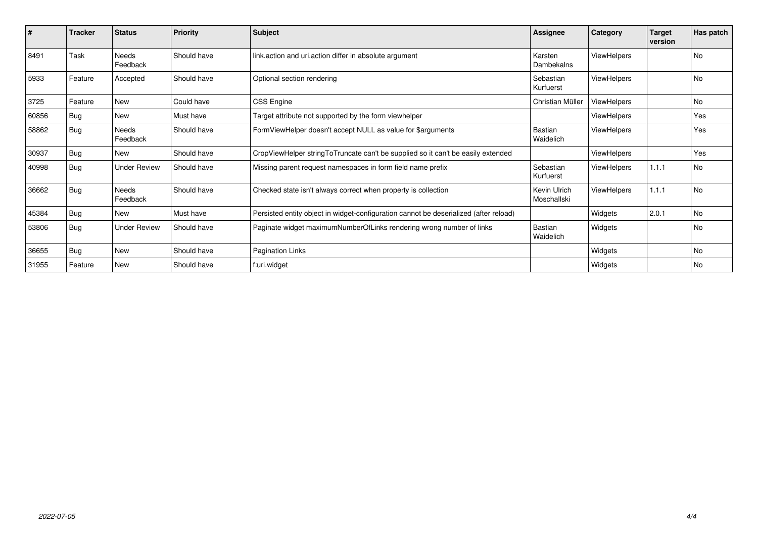| # | Tracker | Status | Priority | Subject | Assignee | Category | Target version | Has patch |
|---|---|---|---|---|---|---|---|---|
| 8491 | Task | Needs Feedback | Should have | link.action and uri.action differ in absolute argument | Karsten Dambekalns | ViewHelpers | | No |
| 5933 | Feature | Accepted | Should have | Optional section rendering | Sebastian Kurfuerst | ViewHelpers | | No |
| 3725 | Feature | New | Could have | CSS Engine | Christian Müller | ViewHelpers | | No |
| 60856 | Bug | New | Must have | Target attribute not supported by the form viewhelper | | ViewHelpers | | Yes |
| 58862 | Bug | Needs Feedback | Should have | FormViewHelper doesn't accept NULL as value for $arguments | Bastian Waidelich | ViewHelpers | | Yes |
| 30937 | Bug | New | Should have | CropViewHelper stringToTruncate can't be supplied so it can't be easily extended | | ViewHelpers | | Yes |
| 40998 | Bug | Under Review | Should have | Missing parent request namespaces in form field name prefix | Sebastian Kurfuerst | ViewHelpers | 1.1.1 | No |
| 36662 | Bug | Needs Feedback | Should have | Checked state isn't always correct when property is collection | Kevin Ulrich Moschallski | ViewHelpers | 1.1.1 | No |
| 45384 | Bug | New | Must have | Persisted entity object in widget-configuration cannot be deserialized (after reload) | | Widgets | 2.0.1 | No |
| 53806 | Bug | Under Review | Should have | Paginate widget maximumNumberOfLinks rendering wrong number of links | Bastian Waidelich | Widgets | | No |
| 36655 | Bug | New | Should have | Pagination Links | | Widgets | | No |
| 31955 | Feature | New | Should have | f:uri.widget | | Widgets | | No |

2022-07-05